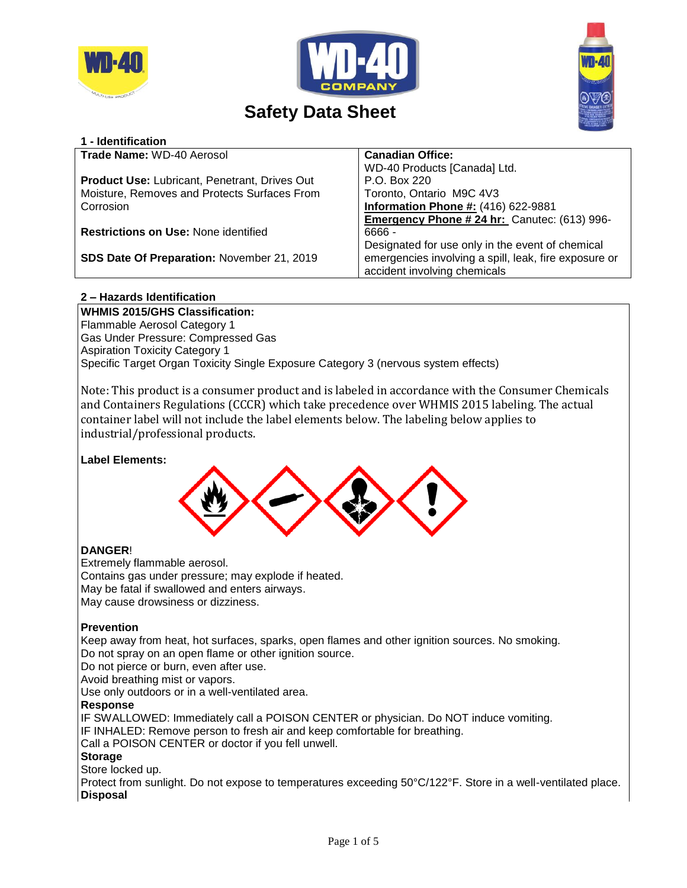# Safety Data Sheet

## 1 - Identification

| | |
|---|---|
| **Trade Name:** WD-40 Aerosol<br><br>**Product Use:** Lubricant, Penetrant, Drives Out Moisture, Removes and Protects Surfaces From Corrosion<br><br>**Restrictions on Use:** None identified<br><br>**SDS Date Of Preparation:** November 21, 2019 | **Canadian Office:**<br>WD-40 Products [Canada] Ltd.<br>P.O. Box 220<br>Toronto, Ontario M9C 4V3<br>**Information Phone #:** (416) 622-9881<br>**Emergency Phone # 24 hr:** Canutec: (613) 996-6666 -<br>Designated for use only in the event of chemical emergencies involving a spill, leak, fire exposure or accident involving chemicals |

## 2 – Hazards Identification

**WHMIS 2015/GHS Classification:**
Flammable Aerosol Category 1
Gas Under Pressure: Compressed Gas
Aspiration Toxicity Category 1
Specific Target Organ Toxicity Single Exposure Category 3 (nervous system effects)

Note: This product is a consumer product and is labeled in accordance with the Consumer Chemicals and Containers Regulations (CCCR) which take precedence over WHMIS 2015 labeling. The actual container label will not include the label elements below. The labeling below applies to industrial/professional products.

**Label Elements:**

**DANGER**!
Extremely flammable aerosol.
Contains gas under pressure; may explode if heated.
May be fatal if swallowed and enters airways.
May cause drowsiness or dizziness.

**Prevention**
Keep away from heat, hot surfaces, sparks, open flames and other ignition sources. No smoking.
Do not spray on an open flame or other ignition source.
Do not pierce or burn, even after use.
Avoid breathing mist or vapors.
Use only outdoors or in a well-ventilated area.

**Response**
IF SWALLOWED: Immediately call a POISON CENTER or physician. Do NOT induce vomiting.
IF INHALED: Remove person to fresh air and keep comfortable for breathing.
Call a POISON CENTER or doctor if you fell unwell.

**Storage**
Store locked up.
Protect from sunlight. Do not expose to temperatures exceeding 50°C/122°F. Store in a well-ventilated place.

**Disposal**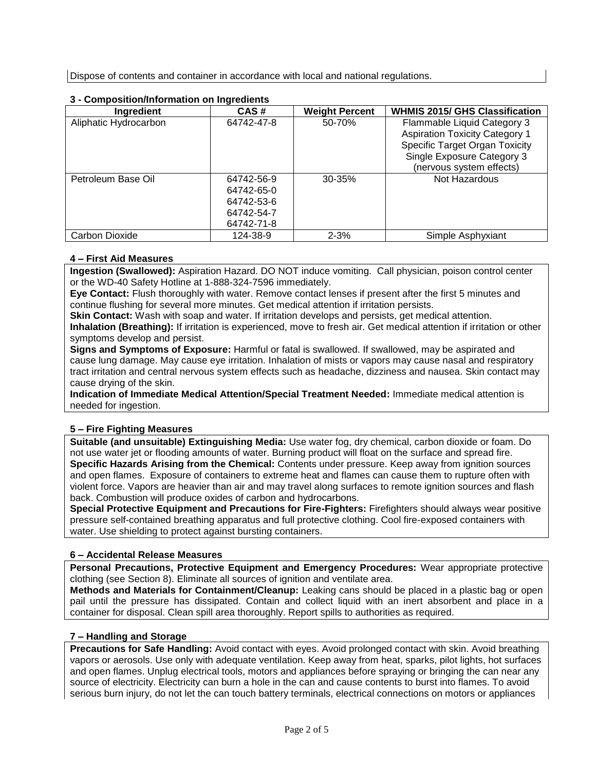Dispose of contents and container in accordance with local and national regulations.

### 3 - Composition/Information on Ingredients

| Ingredient | CAS # | Weight Percent | WHMIS 2015/ GHS Classification |
|---|---|---|---|
| Aliphatic Hydrocarbon | 64742-47-8 | 50-70% | Flammable Liquid Category 3<br>Aspiration Toxicity Category 1<br>Specific Target Organ Toxicity Single Exposure Category 3 (nervous system effects) |
| Petroleum Base Oil | 64742-56-9<br>64742-65-0<br>64742-53-6<br>64742-54-7<br>64742-71-8 | 30-35% | Not Hazardous |
| Carbon Dioxide | 124-38-9 | 2-3% | Simple Asphyxiant |

### 4 – First Aid Measures

**Ingestion (Swallowed):** Aspiration Hazard. DO NOT induce vomiting. Call physician, poison control center or the WD-40 Safety Hotline at 1-888-324-7596 immediately.

**Eye Contact:** Flush thoroughly with water. Remove contact lenses if present after the first 5 minutes and continue flushing for several more minutes. Get medical attention if irritation persists.

**Skin Contact:** Wash with soap and water. If irritation develops and persists, get medical attention.

**Inhalation (Breathing):** If irritation is experienced, move to fresh air. Get medical attention if irritation or other symptoms develop and persist.

**Signs and Symptoms of Exposure:** Harmful or fatal is swallowed. If swallowed, may be aspirated and cause lung damage. May cause eye irritation. Inhalation of mists or vapors may cause nasal and respiratory tract irritation and central nervous system effects such as headache, dizziness and nausea. Skin contact may cause drying of the skin.

**Indication of Immediate Medical Attention/Special Treatment Needed:** Immediate medical attention is needed for ingestion.

### 5 – Fire Fighting Measures

**Suitable (and unsuitable) Extinguishing Media:** Use water fog, dry chemical, carbon dioxide or foam. Do not use water jet or flooding amounts of water. Burning product will float on the surface and spread fire.

**Specific Hazards Arising from the Chemical:** Contents under pressure. Keep away from ignition sources and open flames. Exposure of containers to extreme heat and flames can cause them to rupture often with violent force. Vapors are heavier than air and may travel along surfaces to remote ignition sources and flash back. Combustion will produce oxides of carbon and hydrocarbons.

**Special Protective Equipment and Precautions for Fire-Fighters:** Firefighters should always wear positive pressure self-contained breathing apparatus and full protective clothing. Cool fire-exposed containers with water. Use shielding to protect against bursting containers.

### 6 – Accidental Release Measures

**Personal Precautions, Protective Equipment and Emergency Procedures:** Wear appropriate protective clothing (see Section 8). Eliminate all sources of ignition and ventilate area.

**Methods and Materials for Containment/Cleanup:** Leaking cans should be placed in a plastic bag or open pail until the pressure has dissipated. Contain and collect liquid with an inert absorbent and place in a container for disposal. Clean spill area thoroughly. Report spills to authorities as required.

### 7 – Handling and Storage

**Precautions for Safe Handling:** Avoid contact with eyes. Avoid prolonged contact with skin. Avoid breathing vapors or aerosols. Use only with adequate ventilation. Keep away from heat, sparks, pilot lights, hot surfaces and open flames. Unplug electrical tools, motors and appliances before spraying or bringing the can near any source of electricity. Electricity can burn a hole in the can and cause contents to burst into flames. To avoid serious burn injury, do not let the can touch battery terminals, electrical connections on motors or appliances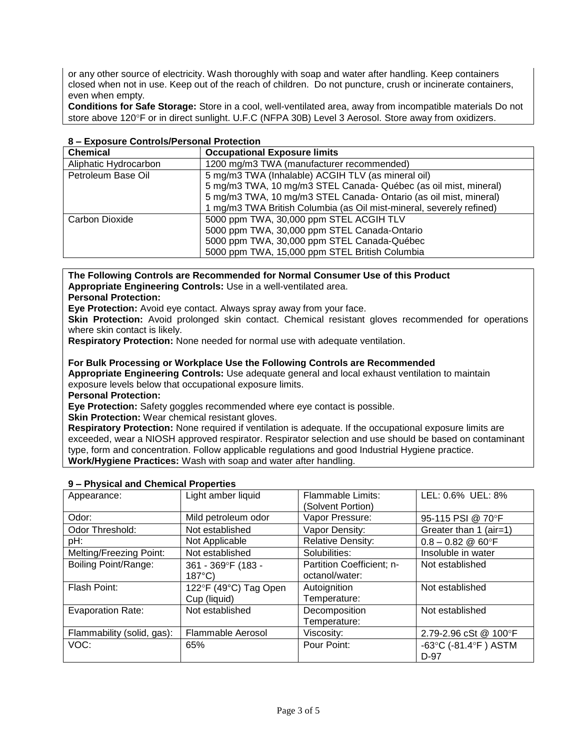or any other source of electricity. Wash thoroughly with soap and water after handling. Keep containers closed when not in use. Keep out of the reach of children. Do not puncture, crush or incinerate containers, even when empty.

**Conditions for Safe Storage:** Store in a cool, well-ventilated area, away from incompatible materials Do not store above 120°F or in direct sunlight. U.F.C (NFPA 30B) Level 3 Aerosol. Store away from oxidizers.

## 8 – Exposure Controls/Personal Protection

| Chemical | Occupational Exposure limits |
|---|---|
| Aliphatic Hydrocarbon | 1200 mg/m3 TWA (manufacturer recommended) |
| Petroleum Base Oil | 5 mg/m3 TWA (Inhalable) ACGIH TLV (as mineral oil)<br>5 mg/m3 TWA, 10 mg/m3 STEL Canada- Québec (as oil mist, mineral)<br>5 mg/m3 TWA, 10 mg/m3 STEL Canada- Ontario (as oil mist, mineral)<br>1 mg/m3 TWA British Columbia (as Oil mist-mineral, severely refined) |
| Carbon Dioxide | 5000 ppm TWA, 30,000 ppm STEL ACGIH TLV<br>5000 ppm TWA, 30,000 ppm STEL Canada-Ontario<br>5000 ppm TWA, 30,000 ppm STEL Canada-Québec<br>5000 ppm TWA, 15,000 ppm STEL British Columbia |

**The Following Controls are Recommended for Normal Consumer Use of this Product**

**Appropriate Engineering Controls:** Use in a well-ventilated area.

**Personal Protection:**

**Eye Protection:** Avoid eye contact. Always spray away from your face.

**Skin Protection:** Avoid prolonged skin contact. Chemical resistant gloves recommended for operations where skin contact is likely.

**Respiratory Protection:** None needed for normal use with adequate ventilation.

**For Bulk Processing or Workplace Use the Following Controls are Recommended**

**Appropriate Engineering Controls:** Use adequate general and local exhaust ventilation to maintain exposure levels below that occupational exposure limits.

**Personal Protection:**

**Eye Protection:** Safety goggles recommended where eye contact is possible.

**Skin Protection:** Wear chemical resistant gloves.

**Respiratory Protection:** None required if ventilation is adequate. If the occupational exposure limits are exceeded, wear a NIOSH approved respirator. Respirator selection and use should be based on contaminant type, form and concentration. Follow applicable regulations and good Industrial Hygiene practice.

**Work/Hygiene Practices:** Wash with soap and water after handling.

## 9 – Physical and Chemical Properties

| | | | |
|---|---|---|---|
| Appearance: | Light amber liquid | Flammable Limits: (Solvent Portion) | LEL: 0.6% UEL: 8% |
| Odor: | Mild petroleum odor | Vapor Pressure: | 95-115 PSI @ 70°F |
| Odor Threshold: | Not established | Vapor Density: | Greater than 1 (air=1) |
| pH: | Not Applicable | Relative Density: | 0.8 – 0.82 @ 60°F |
| Melting/Freezing Point: | Not established | Solubilities: | Insoluble in water |
| Boiling Point/Range: | 361 - 369°F (183 - 187°C) | Partition Coefficient; n-octanol/water: | Not established |
| Flash Point: | 122°F (49°C) Tag Open Cup (liquid) | Autoignition Temperature: | Not established |
| Evaporation Rate: | Not established | Decomposition Temperature: | Not established |
| Flammability (solid, gas): | Flammable Aerosol | Viscosity: | 2.79-2.96 cSt @ 100°F |
| VOC: | 65% | Pour Point: | -63°C (-81.4°F ) ASTM D-97 |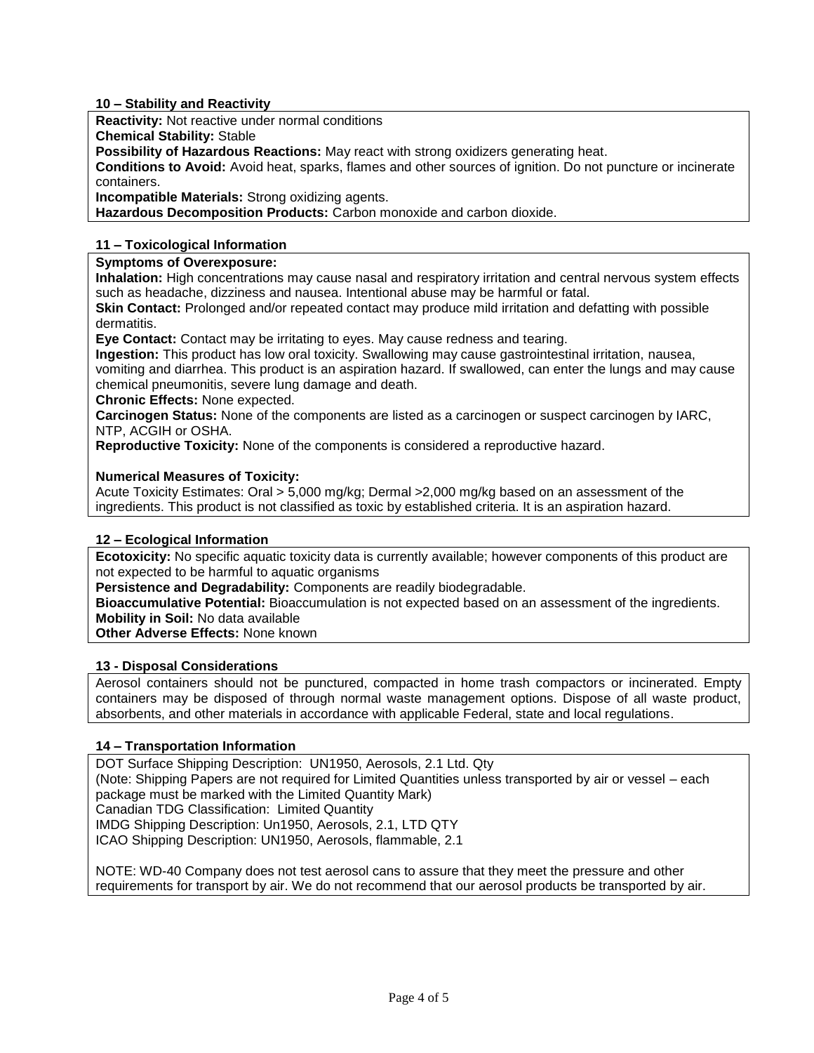## 10 – Stability and Reactivity

**Reactivity:** Not reactive under normal conditions
**Chemical Stability:** Stable
**Possibility of Hazardous Reactions:** May react with strong oxidizers generating heat.
**Conditions to Avoid:** Avoid heat, sparks, flames and other sources of ignition. Do not puncture or incinerate containers.
**Incompatible Materials:** Strong oxidizing agents.
**Hazardous Decomposition Products:** Carbon monoxide and carbon dioxide.

## 11 – Toxicological Information

**Symptoms of Overexposure:**
**Inhalation:** High concentrations may cause nasal and respiratory irritation and central nervous system effects such as headache, dizziness and nausea. Intentional abuse may be harmful or fatal.
**Skin Contact:** Prolonged and/or repeated contact may produce mild irritation and defatting with possible dermatitis.
**Eye Contact:** Contact may be irritating to eyes. May cause redness and tearing.
**Ingestion:** This product has low oral toxicity. Swallowing may cause gastrointestinal irritation, nausea, vomiting and diarrhea. This product is an aspiration hazard. If swallowed, can enter the lungs and may cause chemical pneumonitis, severe lung damage and death.
**Chronic Effects:** None expected.
**Carcinogen Status:** None of the components are listed as a carcinogen or suspect carcinogen by IARC, NTP, ACGIH or OSHA.
**Reproductive Toxicity:** None of the components is considered a reproductive hazard.

**Numerical Measures of Toxicity:**
Acute Toxicity Estimates: Oral > 5,000 mg/kg; Dermal >2,000 mg/kg based on an assessment of the ingredients. This product is not classified as toxic by established criteria. It is an aspiration hazard.

## 12 – Ecological Information

**Ecotoxicity:** No specific aquatic toxicity data is currently available; however components of this product are not expected to be harmful to aquatic organisms
**Persistence and Degradability:** Components are readily biodegradable.
**Bioaccumulative Potential:** Bioaccumulation is not expected based on an assessment of the ingredients.
**Mobility in Soil:** No data available
**Other Adverse Effects:** None known

## 13 - Disposal Considerations

Aerosol containers should not be punctured, compacted in home trash compactors or incinerated. Empty containers may be disposed of through normal waste management options. Dispose of all waste product, absorbents, and other materials in accordance with applicable Federal, state and local regulations.

## 14 – Transportation Information

DOT Surface Shipping Description: UN1950, Aerosols, 2.1 Ltd. Qty
(Note: Shipping Papers are not required for Limited Quantities unless transported by air or vessel – each package must be marked with the Limited Quantity Mark)
Canadian TDG Classification: Limited Quantity
IMDG Shipping Description: Un1950, Aerosols, 2.1, LTD QTY
ICAO Shipping Description: UN1950, Aerosols, flammable, 2.1

NOTE: WD-40 Company does not test aerosol cans to assure that they meet the pressure and other requirements for transport by air. We do not recommend that our aerosol products be transported by air.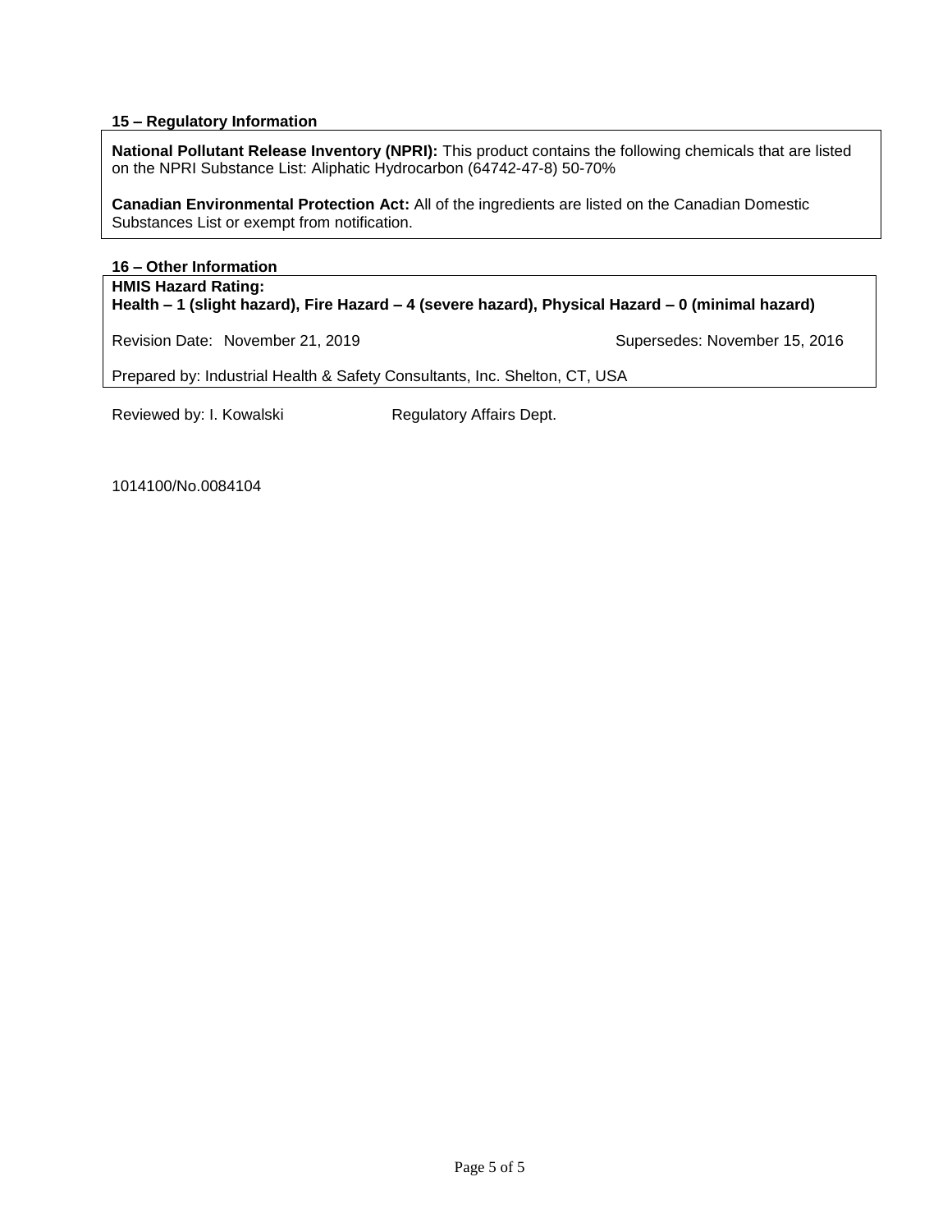**15 – Regulatory Information**

**National Pollutant Release Inventory (NPRI):** This product contains the following chemicals that are listed on the NPRI Substance List: Aliphatic Hydrocarbon (64742-47-8) 50-70%

**Canadian Environmental Protection Act:** All of the ingredients are listed on the Canadian Domestic Substances List or exempt from notification.

**16 – Other Information**

**HMIS Hazard Rating:**
**Health – 1 (slight hazard), Fire Hazard – 4 (severe hazard), Physical Hazard – 0 (minimal hazard)**

Revision Date: November 21, 2019

Supersedes: November 15, 2016

Prepared by: Industrial Health & Safety Consultants, Inc. Shelton, CT, USA

Reviewed by: I. Kowalski

Regulatory Affairs Dept.

1014100/No.0084104